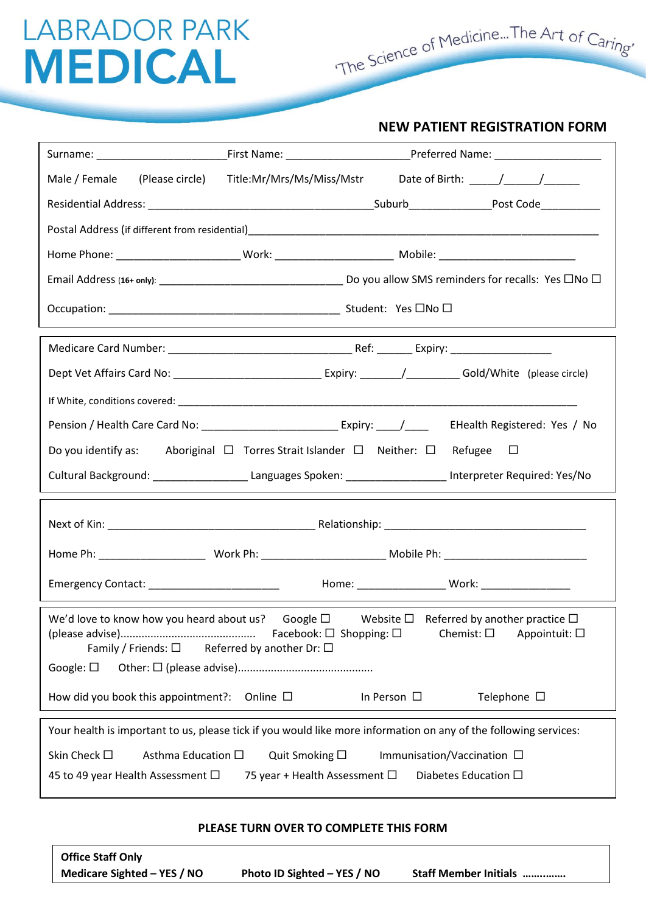# LABRADOR PARK MEDICAL

'The Science of Medicine...The Art of Caring'

## NEW PATIENT REGISTRATION FORM

Surname: ______________________ First Name: ______________________ Preferred Name: ___________________

Male / Female (Please circle) Title:Mr/Mrs/Ms/Miss/Mstr Date of Birth: _____/______/______

Residential Address: ________________________________________ Suburb______________ Post Code__________

Postal Address (if different from residential)_______________________________________________________________

Home Phone: _____________________ Work: ____________________ Mobile: ________________________

Email Address (16+ only): ________________________________ Do you allow SMS reminders for recalls: Yes ☐No ☐

Occupation: ________________________________________ Student: Yes ☐No ☐

---

Medicare Card Number: ________________________________ Ref: ______ Expiry: _________________

Dept Vet Affairs Card No: _________________________ Expiry: _______/_________ Gold/White (please circle)

If White, conditions covered: ______________________________________________________________________________

Pension / Health Care Card No: _______________________ Expiry: ____/____ EHealth Registered: Yes / No

Do you identify as: Aboriginal ☐ Torres Strait Islander ☐ Neither: ☐ Refugee ☐

Cultural Background: ________________ Languages Spoken: _________________ Interpreter Required: Yes/No

---

Next of Kin: ____________________________________ Relationship: ___________________________________

Home Ph: __________________ Work Ph: _____________________ Mobile Ph: _________________________

Emergency Contact: ______________________ Home: _______________ Work: _______________

---

We'd love to know how you heard about us? Google ☐ Website ☐ Referred by another practice ☐
(please advise)............................................ Facebook: ☐ Shopping: ☐ Chemist: ☐ Appointuit: ☐
Family / Friends: ☐ Referred by another Dr: ☐

Google: ☐ Other: ☐ (please advise)............................................

How did you book this appointment?: Online ☐ In Person ☐ Telephone ☐

---

Your health is important to us, please tick if you would like more information on any of the following services:

Skin Check ☐ Asthma Education ☐ Quit Smoking ☐ Immunisation/Vaccination ☐

45 to 49 year Health Assessment ☐ 75 year + Health Assessment ☐ Diabetes Education ☐

---

**PLEASE TURN OVER TO COMPLETE THIS FORM**

**Office Staff Only**

**Medicare Sighted – YES / NO** **Photo ID Sighted – YES / NO** **Staff Member Initials ...............**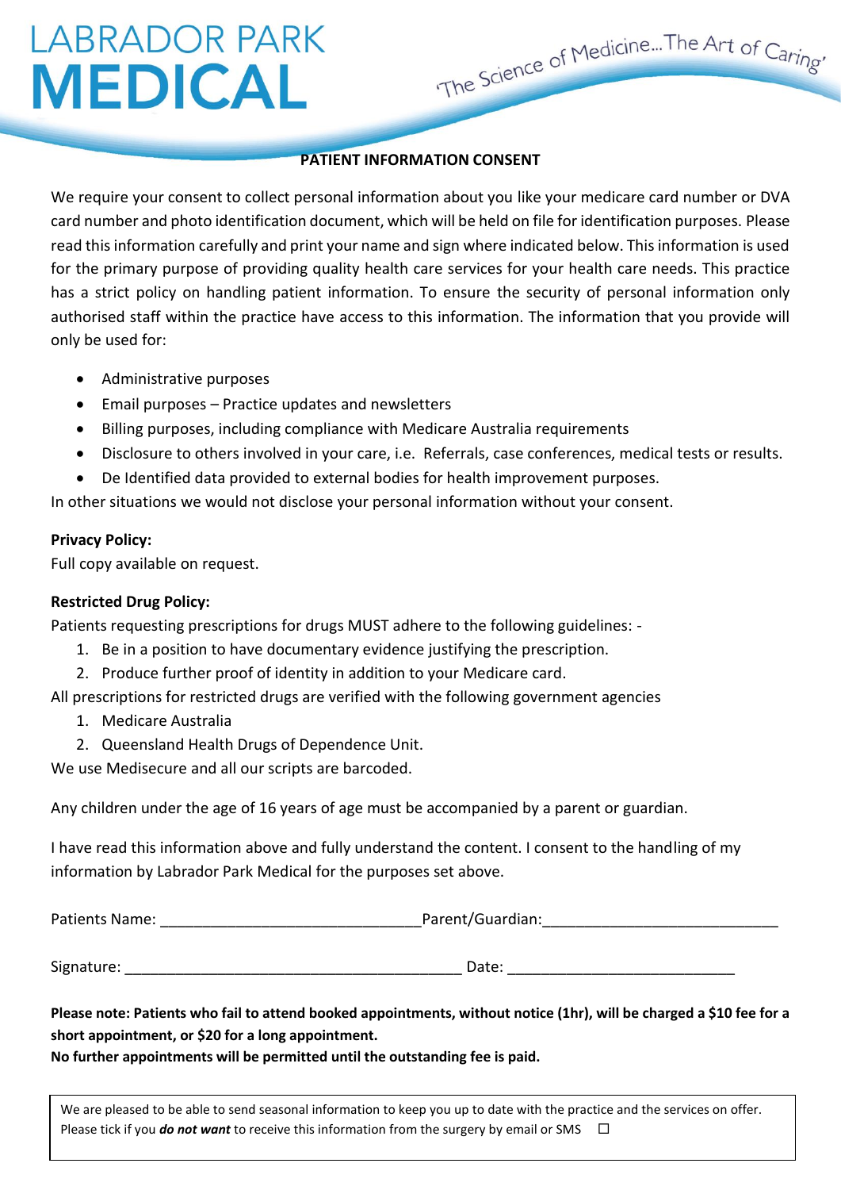# LABRADOR PARK MEDICAL

'The Science of Medicine...The Art of Caring'

## PATIENT INFORMATION CONSENT

We require your consent to collect personal information about you like your medicare card number or DVA card number and photo identification document, which will be held on file for identification purposes. Please read this information carefully and print your name and sign where indicated below. This information is used for the primary purpose of providing quality health care services for your health care needs. This practice has a strict policy on handling patient information. To ensure the security of personal information only authorised staff within the practice have access to this information. The information that you provide will only be used for:

- Administrative purposes
- Email purposes – Practice updates and newsletters
- Billing purposes, including compliance with Medicare Australia requirements
- Disclosure to others involved in your care, i.e. Referrals, case conferences, medical tests or results.
- De Identified data provided to external bodies for health improvement purposes.

In other situations we would not disclose your personal information without your consent.

**Privacy Policy:**

Full copy available on request.

**Restricted Drug Policy:**

Patients requesting prescriptions for drugs MUST adhere to the following guidelines: -

1. Be in a position to have documentary evidence justifying the prescription.
2. Produce further proof of identity in addition to your Medicare card.

All prescriptions for restricted drugs are verified with the following government agencies

1. Medicare Australia
2. Queensland Health Drugs of Dependence Unit.

We use Medisecure and all our scripts are barcoded.

Any children under the age of 16 years of age must be accompanied by a parent or guardian.

I have read this information above and fully understand the content. I consent to the handling of my information by Labrador Park Medical for the purposes set above.

Patients Name: _______________________________ Parent/Guardian: ____________________________

Signature: ________________________________________ Date: ___________________________

**Please note: Patients who fail to attend booked appointments, without notice (1hr), will be charged a $10 fee for a short appointment, or $20 for a long appointment.**

**No further appointments will be permitted until the outstanding fee is paid.**

We are pleased to be able to send seasonal information to keep you up to date with the practice and the services on offer. Please tick if you ***do not want*** to receive this information from the surgery by email or SMS ☐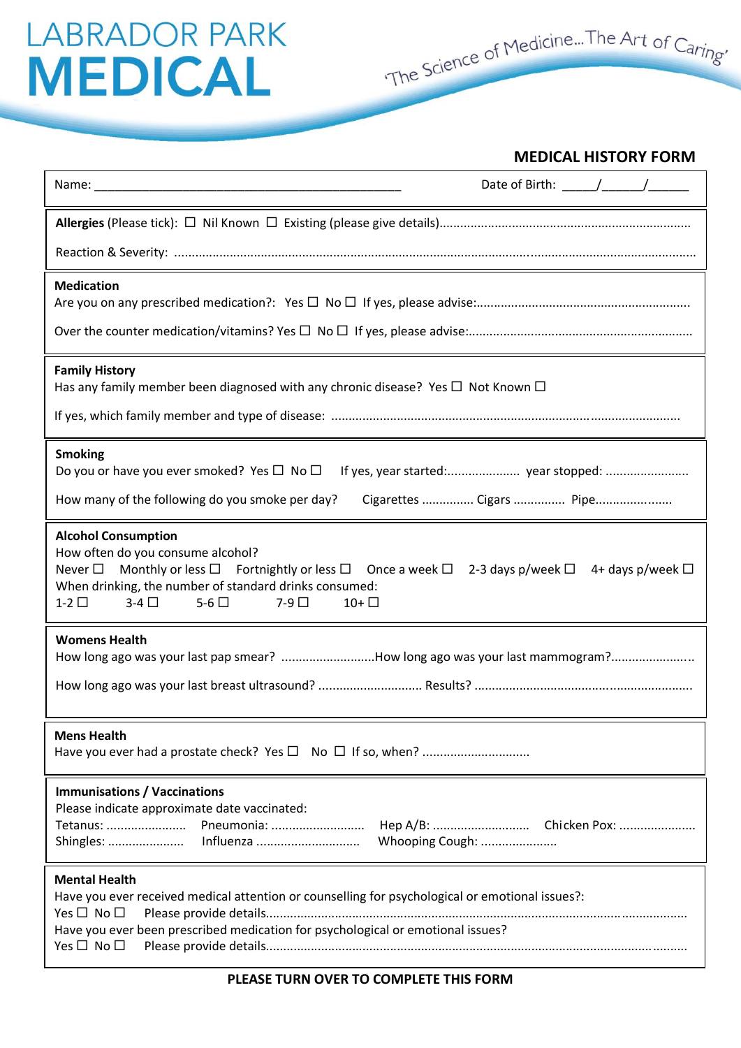# LABRADOR PARK MEDICAL

'The Science of Medicine...The Art of Caring'

## MEDICAL HISTORY FORM

Name: ______________________________________________ Date of Birth: _____/______/______

**Allergies** (Please tick): ☐ Nil Known ☐ Existing (please give details)........................................................................

Reaction & Severity: ....................................................................................................................................................

**Medication**

Are you on any prescribed medication?: Yes ☐ No ☐ If yes, please advise:.............................................................

Over the counter medication/vitamins? Yes ☐ No ☐ If yes, please advise:................................................................

**Family History**

Has any family member been diagnosed with any chronic disease? Yes ☐ Not Known ☐

If yes, which family member and type of disease: ..................................................................................................

**Smoking**

Do you or have you ever smoked? Yes ☐ No ☐ If yes, year started:..................... year stopped: ........................

How many of the following do you smoke per day? Cigarettes .............. Cigars .............. Pipe.......................

**Alcohol Consumption**

How often do you consume alcohol?

Never ☐ Monthly or less ☐ Fortnightly or less ☐ Once a week ☐ 2-3 days p/week ☐ 4+ days p/week ☐

When drinking, the number of standard drinks consumed:

1-2 ☐ 3-4 ☐ 5-6 ☐ 7-9 ☐ 10+ ☐

**Womens Health**

How long ago was your last pap smear? ...........................How long ago was your last mammogram?.......................

How long ago was your last breast ultrasound? ............................. Results? .............................................................

**Mens Health**

Have you ever had a prostate check? Yes ☐ No ☐ If so, when? ..............................

**Immunisations / Vaccinations**

Please indicate approximate date vaccinated:

Tetanus: ....................... Pneumonia: ........................... Hep A/B: ............................ Chicken Pox: ......................

Shingles: ...................... Influenza ............................. Whooping Cough: .....................

**Mental Health**

Have you ever received medical attention or counselling for psychological or emotional issues?:

Yes ☐ No ☐ Please provide details.......................................................................................................................

Have you ever been prescribed medication for psychological or emotional issues?

Yes ☐ No ☐ Please provide details.......................................................................................................................

**PLEASE TURN OVER TO COMPLETE THIS FORM**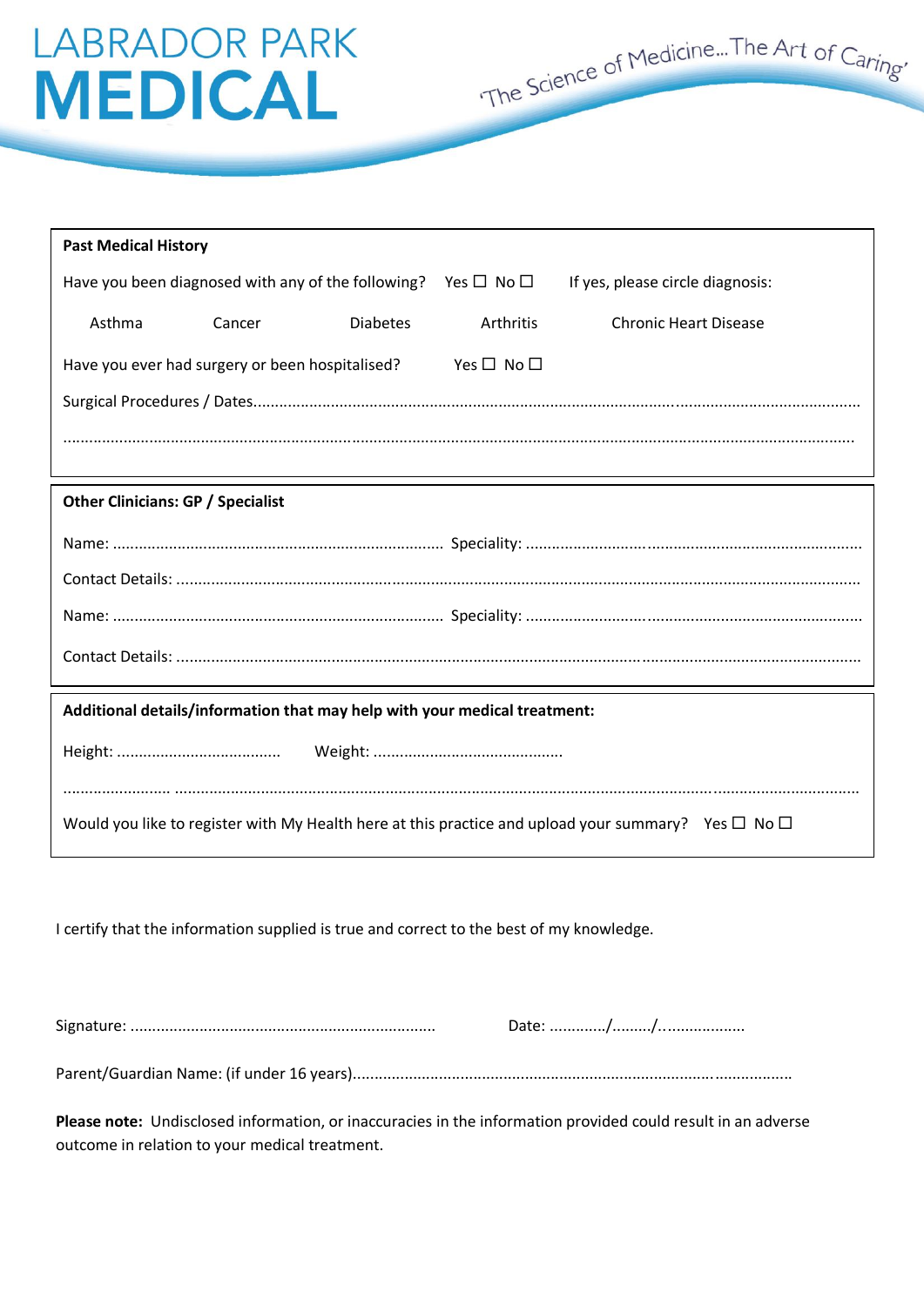LABRADOR PARK
# MEDICAL

'The Science of Medicine...The Art of Caring'

**Past Medical History**

Have you been diagnosed with any of the following? Yes ☐ No ☐ If yes, please circle diagnosis:

Asthma Cancer Diabetes Arthritis Chronic Heart Disease

Have you ever had surgery or been hospitalised? Yes ☐ No ☐

Surgical Procedures / Dates..........................................................................................................................................

....................................................................................................................................................................

**Other Clinicians: GP / Specialist**

Name: ............................................................................ Speciality: ..................................................................

Contact Details: ..............................................................................................................................................

Name: ............................................................................ Speciality: ..................................................................

Contact Details: ..............................................................................................................................................

**Additional details/information that may help with your medical treatment:**

Height: ...................................... Weight: ............................................

....................................................................................................................................................................

Would you like to register with My Health here at this practice and upload your summary? Yes ☐ No ☐

I certify that the information supplied is true and correct to the best of my knowledge.

Signature: ...................................................................... Date: ............./........./...................

Parent/Guardian Name: (if under 16 years)...................................................................................................

**Please note:** Undisclosed information, or inaccuracies in the information provided could result in an adverse outcome in relation to your medical treatment.